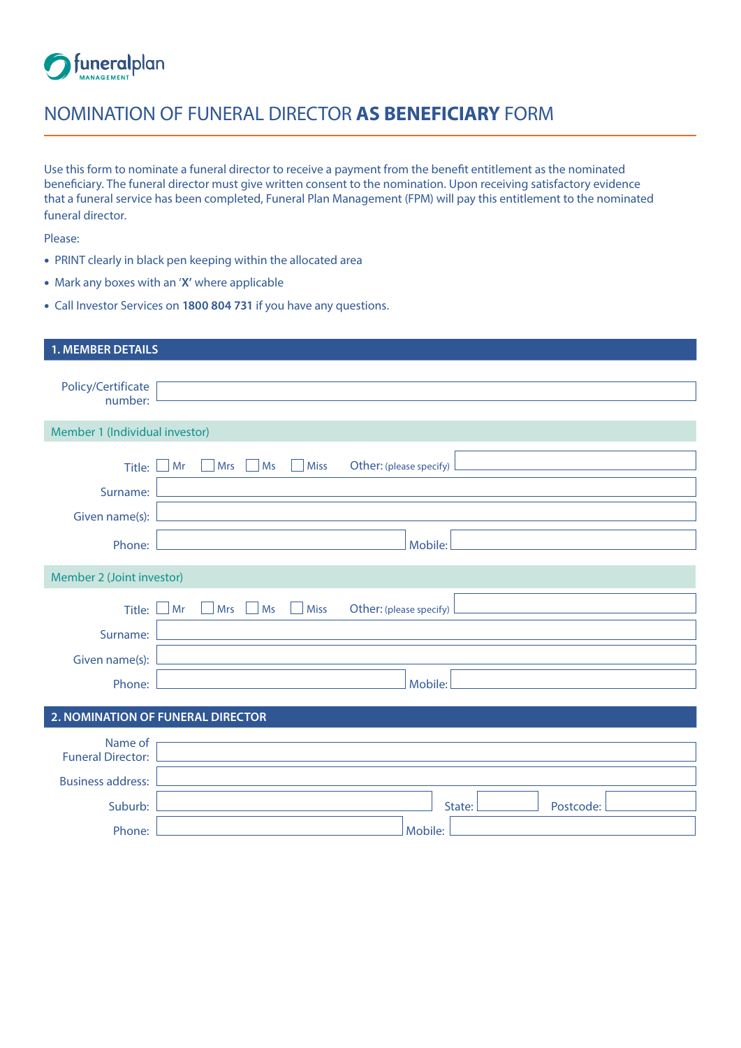funeralplan MANAGEMENT

# NOMINATION OF FUNERAL DIRECTOR **AS BENEFICIARY** FORM

Use this form to nominate a funeral director to receive a payment from the benefit entitlement as the nominated beneficiary. The funeral director must give written consent to the nomination. Upon receiving satisfactory evidence that a funeral service has been completed, Funeral Plan Management (FPM) will pay this entitlement to the nominated funeral director.

Please:

- PRINT clearly in black pen keeping within the allocated area
- Mark any boxes with an '**X**' where applicable
- Call Investor Services on **1800 804 731** if you have any questions.

## 1. MEMBER DETAILS

Policy/Certificate number: ______________________

### Member 1 (Individual investor)

Title: ☐ Mr ☐ Mrs ☐ Ms ☐ Miss Other: (please specify) ______________________

Surname: ______________________

Given name(s): ______________________

Phone: ______________________ Mobile: ______________________

### Member 2 (Joint investor)

Title: ☐ Mr ☐ Mrs ☐ Ms ☐ Miss Other: (please specify) ______________________

Surname: ______________________

Given name(s): ______________________

Phone: ______________________ Mobile: ______________________

## 2. NOMINATION OF FUNERAL DIRECTOR

Name of Funeral Director: ______________________

Business address: ______________________

Suburb: ______________________ State: __________ Postcode: __________

Phone: ______________________ Mobile: ______________________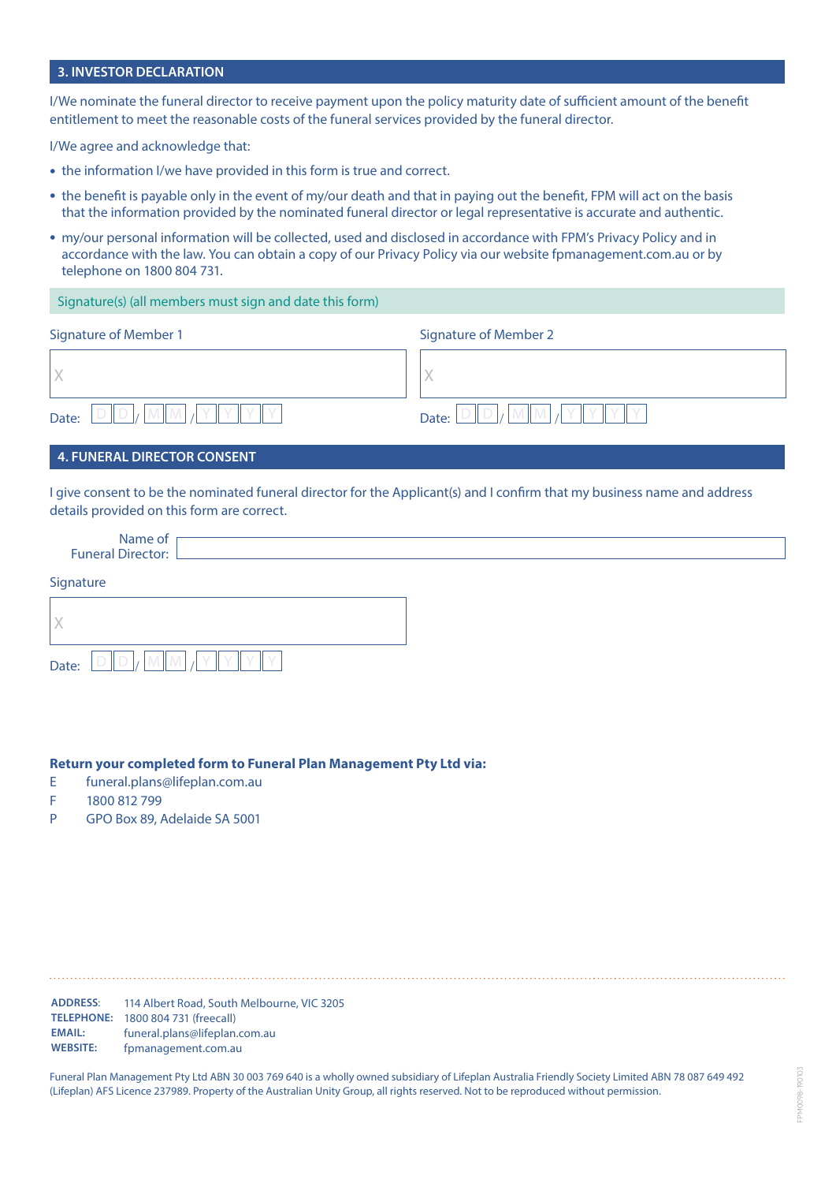## 3. INVESTOR DECLARATION

I/We nominate the funeral director to receive payment upon the policy maturity date of sufficient amount of the benefit entitlement to meet the reasonable costs of the funeral services provided by the funeral director.

I/We agree and acknowledge that:

- the information I/we have provided in this form is true and correct.
- the benefit is payable only in the event of my/our death and that in paying out the benefit, FPM will act on the basis that the information provided by the nominated funeral director or legal representative is accurate and authentic.
- my/our personal information will be collected, used and disclosed in accordance with FPM's Privacy Policy and in accordance with the law. You can obtain a copy of our Privacy Policy via our website fpmanagement.com.au or by telephone on 1800 804 731.

Signature(s) (all members must sign and date this form)

Signature of Member 1

X

Date: DD/MM/YYYY

Signature of Member 2

X

Date: DD/MM/YYYY

## 4. FUNERAL DIRECTOR CONSENT

I give consent to be the nominated funeral director for the Applicant(s) and I confirm that my business name and address details provided on this form are correct.

Name of Funeral Director:

Signature

X

Date: DD/MM/YYYY

**Return your completed form to Funeral Plan Management Pty Ltd via:**

E funeral.plans@lifeplan.com.au
F 1800 812 799
P GPO Box 89, Adelaide SA 5001

**ADDRESS:** 114 Albert Road, South Melbourne, VIC 3205
**TELEPHONE:** 1800 804 731 (freecall)
**EMAIL:** funeral.plans@lifeplan.com.au
**WEBSITE:** fpmanagement.com.au

Funeral Plan Management Pty Ltd ABN 30 003 769 640 is a wholly owned subsidiary of Lifeplan Australia Friendly Society Limited ABN 78 087 649 492 (Lifeplan) AFS Licence 237989. Property of the Australian Unity Group, all rights reserved. Not to be reproduced without permission.

FPM0098-190103